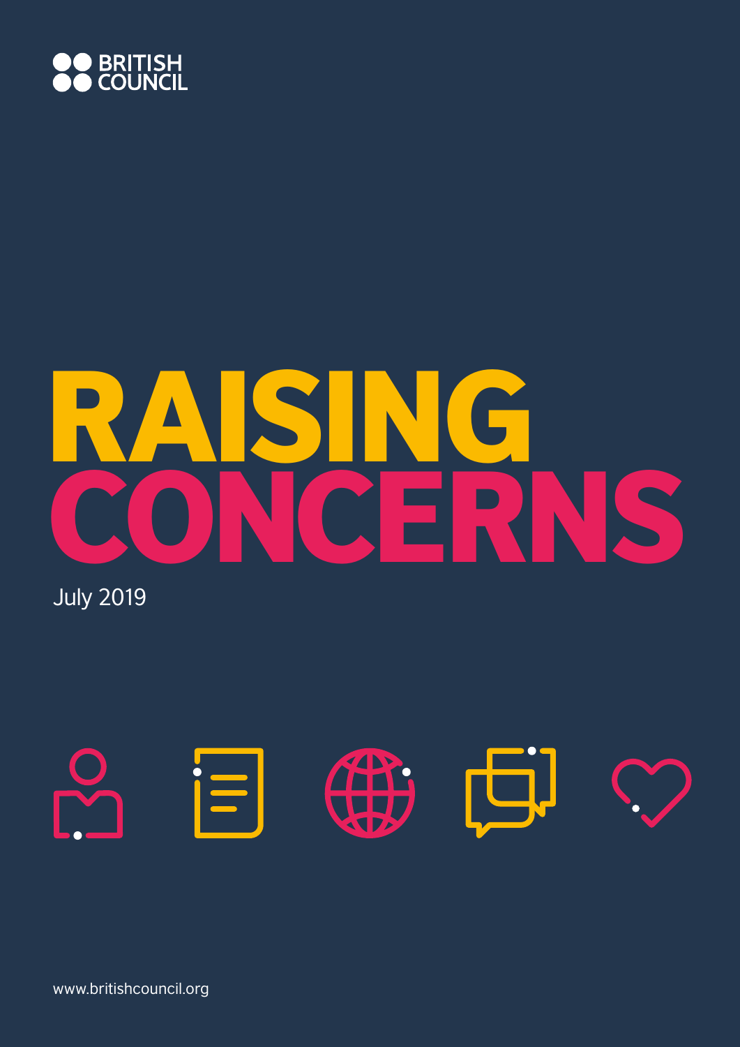BRITISH COUNCIL

# RAISING CONCERNS

July 2019

www.britishcouncil.org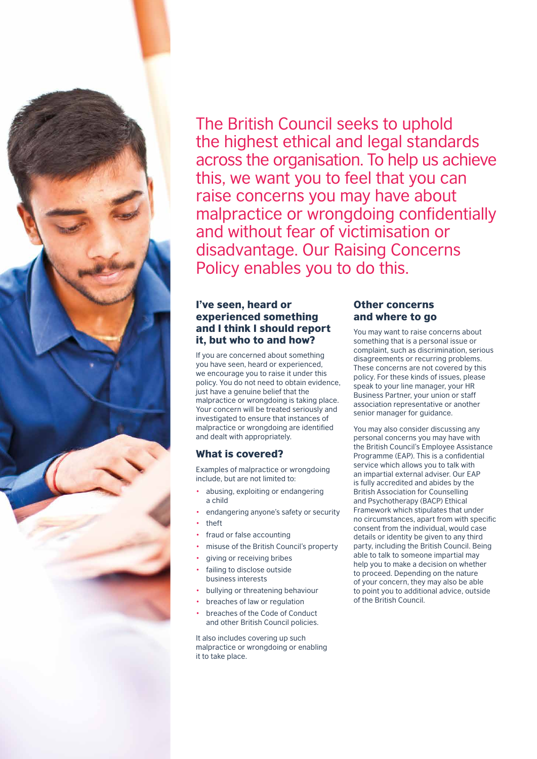The British Council seeks to uphold the highest ethical and legal standards across the organisation. To help us achieve this, we want you to feel that you can raise concerns you may have about malpractice or wrongdoing confidentially and without fear of victimisation or disadvantage. Our Raising Concerns Policy enables you to do this.

## I've seen, heard or experienced something and I think I should report it, but who to and how?

If you are concerned about something you have seen, heard or experienced, we encourage you to raise it under this policy. You do not need to obtain evidence, just have a genuine belief that the malpractice or wrongdoing is taking place. Your concern will be treated seriously and investigated to ensure that instances of malpractice or wrongdoing are identified and dealt with appropriately.

## What is covered?

Examples of malpractice or wrongdoing include, but are not limited to:

- abusing, exploiting or endangering a child
- endangering anyone's safety or security
- theft
- fraud or false accounting
- misuse of the British Council's property
- giving or receiving bribes
- failing to disclose outside business interests
- bullying or threatening behaviour
- breaches of law or regulation
- breaches of the Code of Conduct and other British Council policies.

It also includes covering up such malpractice or wrongdoing or enabling it to take place.

## Other concerns and where to go

You may want to raise concerns about something that is a personal issue or complaint, such as discrimination, serious disagreements or recurring problems. These concerns are not covered by this policy. For these kinds of issues, please speak to your line manager, your HR Business Partner, your union or staff association representative or another senior manager for guidance.

You may also consider discussing any personal concerns you may have with the British Council's Employee Assistance Programme (EAP). This is a confidential service which allows you to talk with an impartial external adviser. Our EAP is fully accredited and abides by the British Association for Counselling and Psychotherapy (BACP) Ethical Framework which stipulates that under no circumstances, apart from with specific consent from the individual, would case details or identity be given to any third party, including the British Council. Being able to talk to someone impartial may help you to make a decision on whether to proceed. Depending on the nature of your concern, they may also be able to point you to additional advice, outside of the British Council.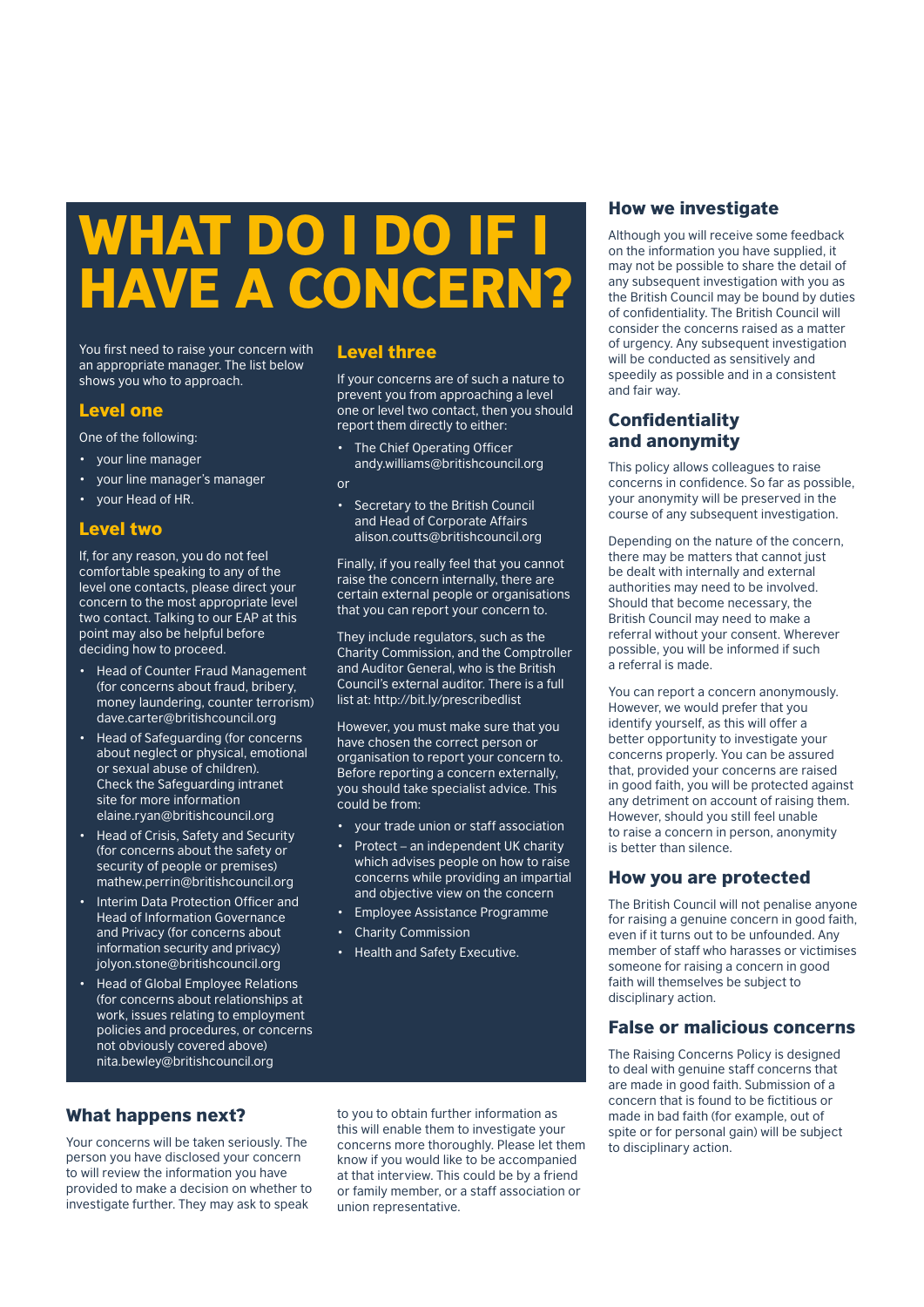# WHAT DO I DO IF I HAVE A CONCERN?

You first need to raise your concern with an appropriate manager. The list below shows you who to approach.

## Level one

One of the following:

- your line manager
- your line manager's manager
- your Head of HR.

## Level two

If, for any reason, you do not feel comfortable speaking to any of the level one contacts, please direct your concern to the most appropriate level two contact. Talking to our EAP at this point may also be helpful before deciding how to proceed.

- Head of Counter Fraud Management (for concerns about fraud, bribery, money laundering, counter terrorism) dave.carter@britishcouncil.org
- Head of Safeguarding (for concerns about neglect or physical, emotional or sexual abuse of children). Check the Safeguarding intranet site for more information elaine.ryan@britishcouncil.org
- Head of Crisis, Safety and Security (for concerns about the safety or security of people or premises) mathew.perrin@britishcouncil.org
- Interim Data Protection Officer and Head of Information Governance and Privacy (for concerns about information security and privacy) jolyon.stone@britishcouncil.org
- Head of Global Employee Relations (for concerns about relationships at work, issues relating to employment policies and procedures, or concerns not obviously covered above) nita.bewley@britishcouncil.org

## Level three

If your concerns are of such a nature to prevent you from approaching a level one or level two contact, then you should report them directly to either:

- The Chief Operating Officer andy.williams@britishcouncil.org

or

- Secretary to the British Council and Head of Corporate Affairs alison.coutts@britishcouncil.org

Finally, if you really feel that you cannot raise the concern internally, there are certain external people or organisations that you can report your concern to.

They include regulators, such as the Charity Commission, and the Comptroller and Auditor General, who is the British Council's external auditor. There is a full list at: http://bit.ly/prescribedlist

However, you must make sure that you have chosen the correct person or organisation to report your concern to. Before reporting a concern externally, you should take specialist advice. This could be from:

- your trade union or staff association
- Protect – an independent UK charity which advises people on how to raise concerns while providing an impartial and objective view on the concern
- Employee Assistance Programme
- Charity Commission
- Health and Safety Executive.

## What happens next?

Your concerns will be taken seriously. The person you have disclosed your concern to will review the information you have provided to make a decision on whether to investigate further. They may ask to speak to you to obtain further information as this will enable them to investigate your concerns more thoroughly. Please let them know if you would like to be accompanied at that interview. This could be by a friend or family member, or a staff association or union representative.

## How we investigate

Although you will receive some feedback on the information you have supplied, it may not be possible to share the detail of any subsequent investigation with you as the British Council may be bound by duties of confidentiality. The British Council will consider the concerns raised as a matter of urgency. Any subsequent investigation will be conducted as sensitively and speedily as possible and in a consistent and fair way.

## Confidentiality and anonymity

This policy allows colleagues to raise concerns in confidence. So far as possible, your anonymity will be preserved in the course of any subsequent investigation.

Depending on the nature of the concern, there may be matters that cannot just be dealt with internally and external authorities may need to be involved. Should that become necessary, the British Council may need to make a referral without your consent. Wherever possible, you will be informed if such a referral is made.

You can report a concern anonymously. However, we would prefer that you identify yourself, as this will offer a better opportunity to investigate your concerns properly. You can be assured that, provided your concerns are raised in good faith, you will be protected against any detriment on account of raising them. However, should you still feel unable to raise a concern in person, anonymity is better than silence.

## How you are protected

The British Council will not penalise anyone for raising a genuine concern in good faith, even if it turns out to be unfounded. Any member of staff who harasses or victimises someone for raising a concern in good faith will themselves be subject to disciplinary action.

## False or malicious concerns

The Raising Concerns Policy is designed to deal with genuine staff concerns that are made in good faith. Submission of a concern that is found to be fictitious or made in bad faith (for example, out of spite or for personal gain) will be subject to disciplinary action.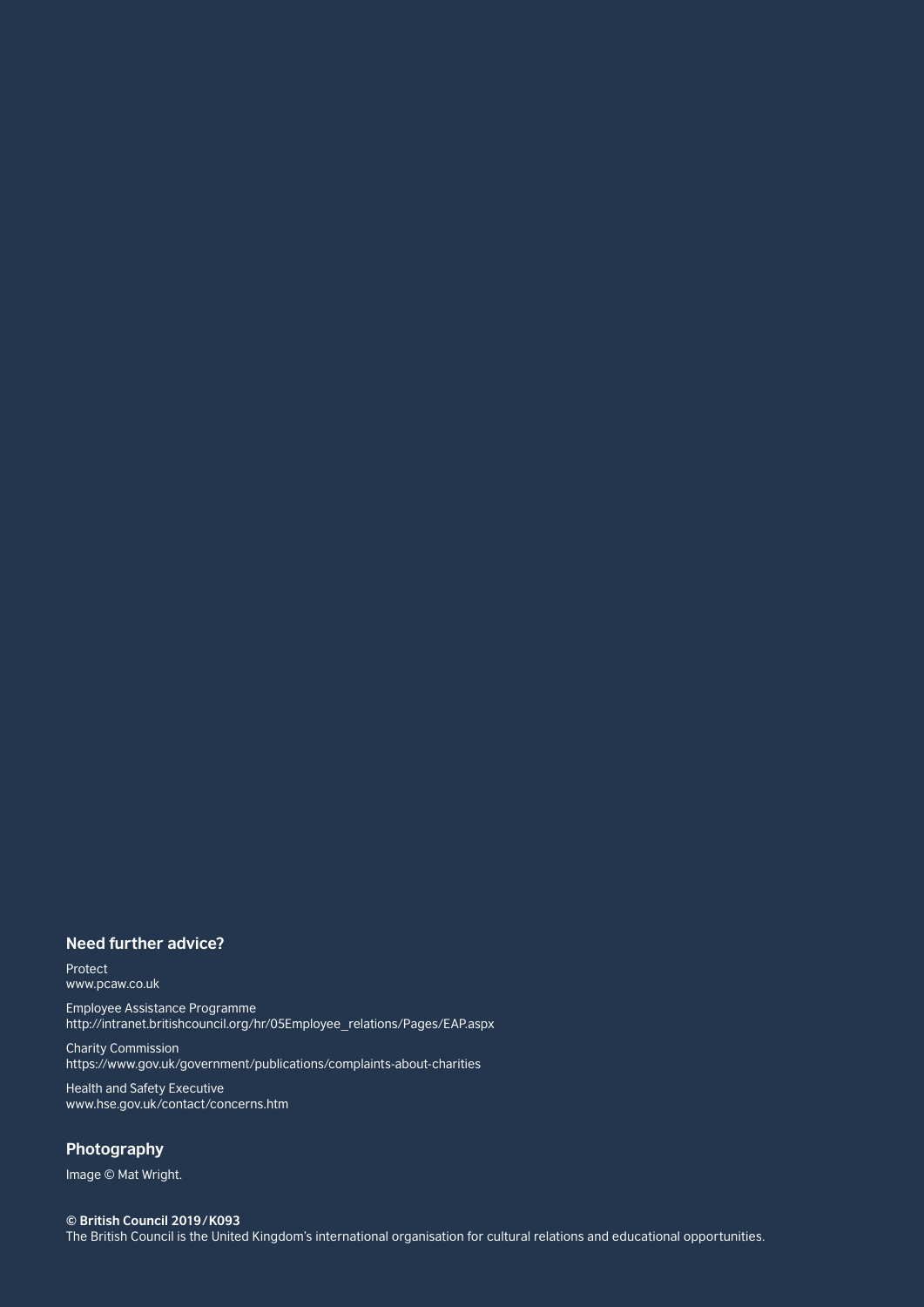## Need further advice?

Protect
www.pcaw.co.uk

Employee Assistance Programme
http://intranet.britishcouncil.org/hr/05Employee_relations/Pages/EAP.aspx

Charity Commission
https://www.gov.uk/government/publications/complaints-about-charities

Health and Safety Executive
www.hse.gov.uk/contact/concerns.htm

## Photography

Image © Mat Wright.

**© British Council 2019/K093**
The British Council is the United Kingdom's international organisation for cultural relations and educational opportunities.